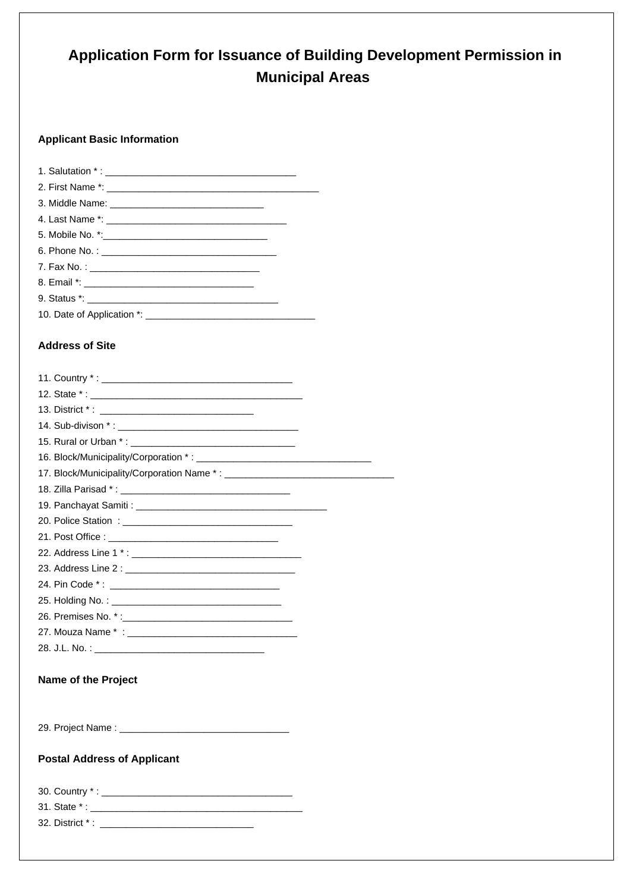# Application Form for Issuance of Building Development Permission in Municipal Areas

### Applicant Basic Information

1. Salutation * : ____________________________________
2. First Name *: _________________________________________
3. Middle Name: ______________________________
4. Last Name *: __________________________________
5. Mobile No. *:_______________________________
6. Phone No. : __________________________________
7. Fax No. : _______________________________
8. Email *: ________________________________
9. Status *: ___________________________________
10. Date of Application *: _________________________________

### Address of Site

11. Country * : ___________________________________
12. State * : _________________________________________
13. District * : ______________________________
14. Sub-divison * : ___________________________________
15. Rural or Urban * : ________________________________
16. Block/Municipality/Corporation * : __________________________________
17. Block/Municipality/Corporation Name * : ________________________________
18. Zilla Parisad * : _________________________________
19. Panchayat Samiti : ____________________________________
20. Police Station : ________________________________
21. Post Office : ________________________________
22. Address Line 1 * : _________________________________
23. Address Line 2 : _________________________________
24. Pin Code * : ________________________________
25. Holding No. : _________________________________
26. Premises No. * :________________________________
27. Mouza Name * : _________________________________
28. J.L. No. : _________________________________

### Name of the Project

29. Project Name : _________________________________

### Postal Address of Applicant

30. Country * : ___________________________________
31. State * : _________________________________________
32. District * : ______________________________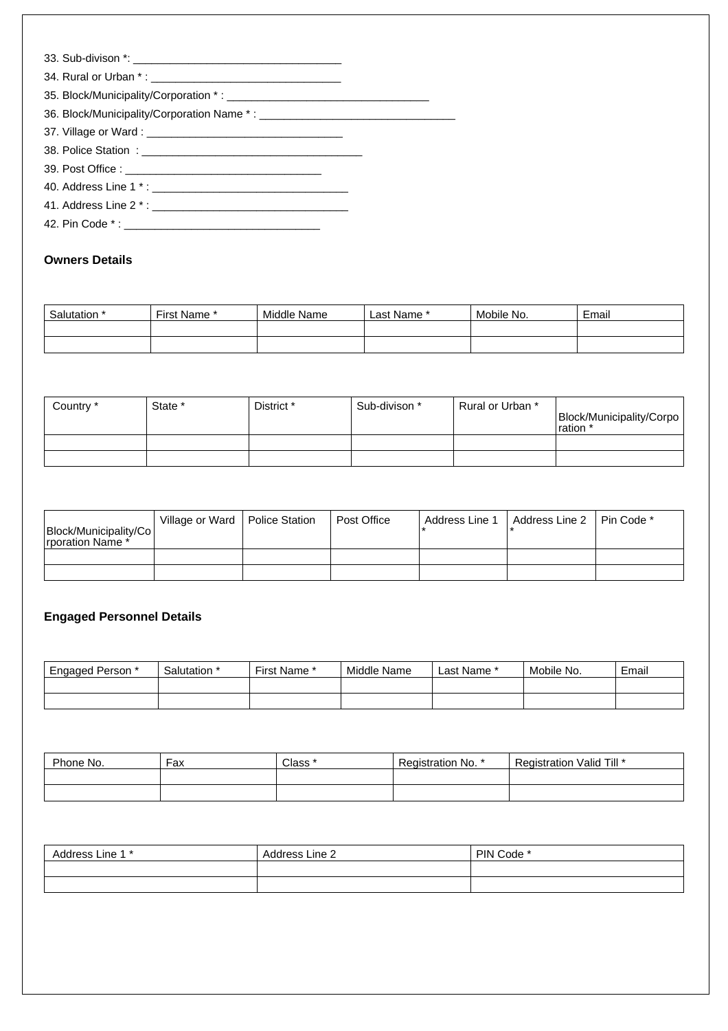33. Sub-divison *: ________________________________

34. Rural or Urban * : ______________________________

35. Block/Municipality/Corporation * : ________________________________

36. Block/Municipality/Corporation Name * : ________________________________

37. Village or Ward : ________________________________

38. Police Station  : ____________________________________

39. Post Office : ________________________________

40. Address Line 1 * : ________________________________

41. Address Line 2 * : ________________________________

42. Pin Code * : ________________________________

**Owners Details**

| Salutation * | First Name * | Middle Name | Last Name * | Mobile No. | Email |
|---|---|---|---|---|---|
| | | | | | |
| | | | | | |

| Country * | State * | District * | Sub-divison * | Rural or Urban * | Block/Municipality/Corporation * |
|---|---|---|---|---|---|
| | | | | | |
| | | | | | |

| Block/Municipality/Corporation Name * | Village or Ward | Police Station | Post Office | Address Line 1 * | Address Line 2 * | Pin Code * |
|---|---|---|---|---|---|---|
| | | | | | | |
| | | | | | | |

**Engaged Personnel Details**

| Engaged Person * | Salutation * | First Name * | Middle Name | Last Name * | Mobile No. | Email |
|---|---|---|---|---|---|---|
| | | | | | | |
| | | | | | | |

| Phone No. | Fax | Class * | Registration No. * | Registration Valid Till * |
|---|---|---|---|---|
| | | | | |
| | | | | |

| Address Line 1 * | Address Line 2 | PIN Code * |
|---|---|---|
| | | |
| | | |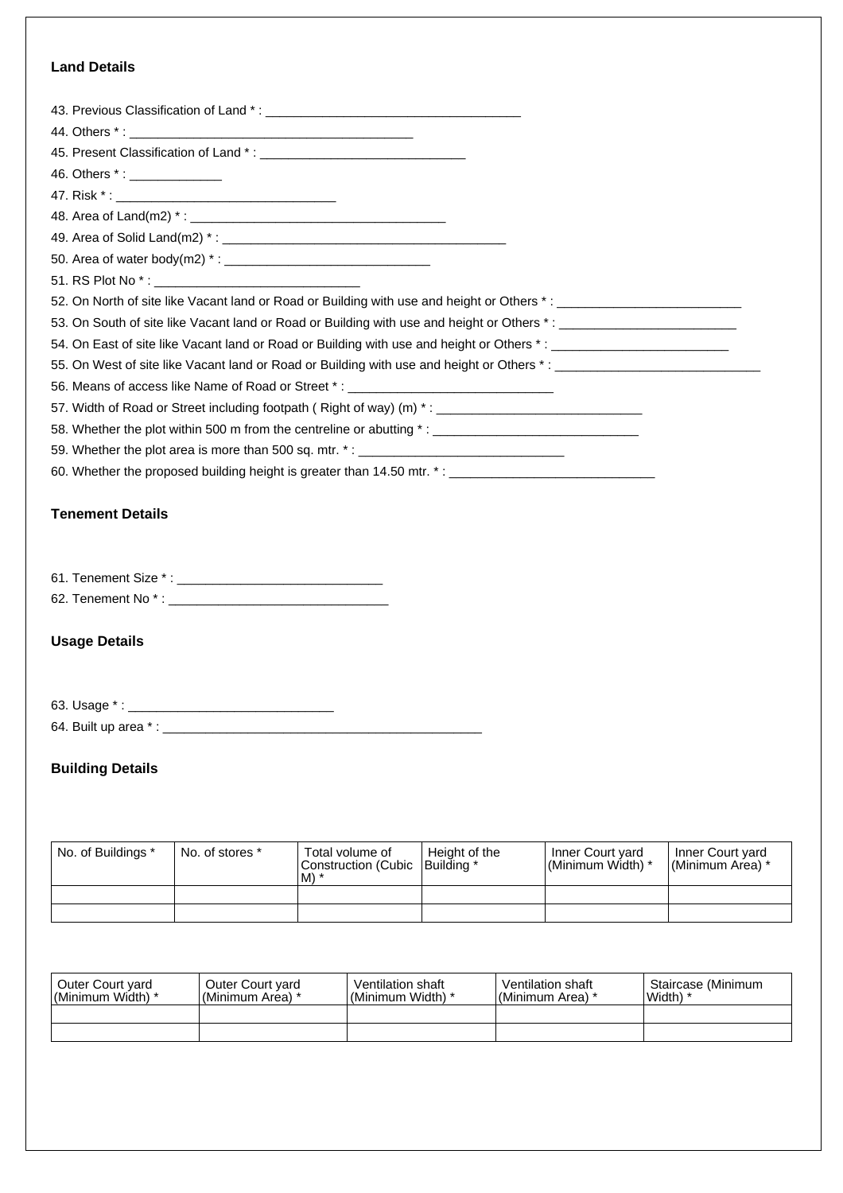## Land Details

43. Previous Classification of Land * : ___________________________________
44. Others * : _______________________________________
45. Present Classification of Land * : ____________________________
46. Others * : ____________
47. Risk * : ______________________________
48. Area of Land(m2) * : __________________________________
49. Area of Solid Land(m2) * : _______________________________________
50. Area of water body(m2) * : ____________________________
51. RS Plot No * : ____________________________
52. On North of site like Vacant land or Road or Building with use and height or Others * : _________________________
53. On South of site like Vacant land or Road or Building with use and height or Others * : ________________________
54. On East of site like Vacant land or Road or Building with use and height or Others * : ________________________
55. On West of site like Vacant land or Road or Building with use and height or Others * : ____________________________
56. Means of access like Name of Road or Street * : ____________________________
57. Width of Road or Street including footpath ( Right of way) (m) * : ____________________________
58. Whether the plot within 500 m from the centreline or abutting * : ____________________________
59. Whether the plot area is more than 500 sq. mtr. * : ____________________________
60. Whether the proposed building height is greater than 14.50 mtr. * : ____________________________

## Tenement Details

61. Tenement Size * : ____________________________
62. Tenement No * : ______________________________

## Usage Details

63. Usage * : ____________________________
64. Built up area * : ____________________________________________

## Building Details

| No. of Buildings * | No. of stores * | Total volume of Construction (Cubic M) * | Height of the Building * | Inner Court yard (Minimum Width) * | Inner Court yard (Minimum Area) * |
|---|---|---|---|---|---|
| | | | | | |
| | | | | | |

| Outer Court yard (Minimum Width) * | Outer Court yard (Minimum Area) * | Ventilation shaft (Minimum Width) * | Ventilation shaft (Minimum Area) * | Staircase (Minimum Width) * |
|---|---|---|---|---|
| | | | | |
| | | | | |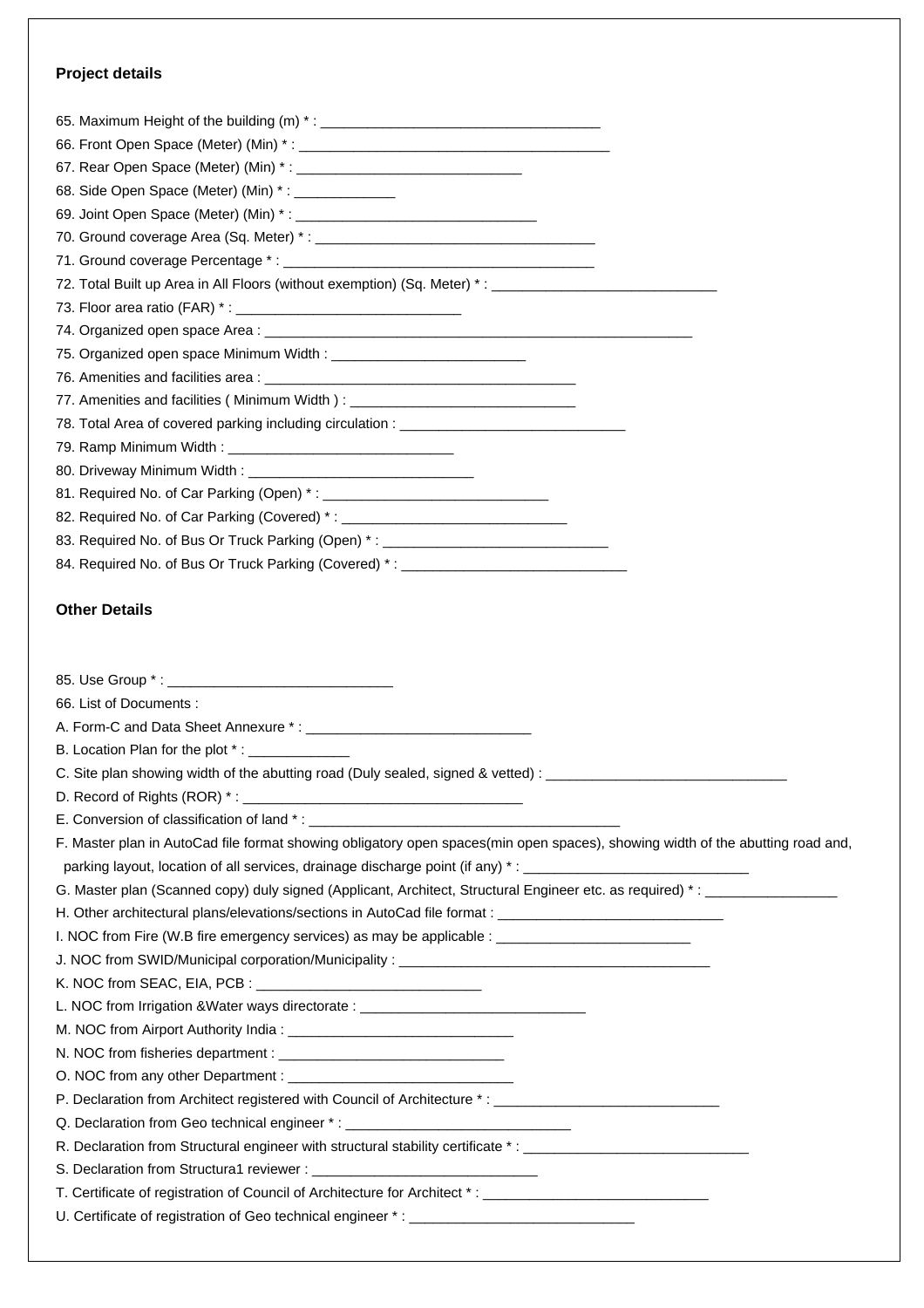### Project details

65. Maximum Height of the building (m) * : ___________________________________
66. Front Open Space (Meter) (Min) * : ________________________________________
67. Rear Open Space (Meter) (Min) * : _____________________________
68. Side Open Space (Meter) (Min) * : _____________
69. Joint Open Space (Meter) (Min) * : ________________________________
70. Ground coverage Area (Sq. Meter) * : _____________________________________
71. Ground coverage Percentage * : _________________________________________
72. Total Built up Area in All Floors (without exemption) (Sq. Meter) * : _____________________________
73. Floor area ratio (FAR) * : _____________________________
74. Organized open space Area : ________________________________________________________
75. Organized open space Minimum Width : _________________________
76. Amenities and facilities area : _________________________________________
77. Amenities and facilities ( Minimum Width ) : _____________________________
78. Total Area of covered parking including circulation : _____________________________
79. Ramp Minimum Width : _____________________________
80. Driveway Minimum Width : _____________________________
81. Required No. of Car Parking (Open) * : _____________________________
82. Required No. of Car Parking (Covered) * : _____________________________
83. Required No. of Bus Or Truck Parking (Open) * : _____________________________
84. Required No. of Bus Or Truck Parking (Covered) * : _____________________________

### Other Details

85. Use Group * : _____________________________

66. List of Documents :

A. Form-C and Data Sheet Annexure * : _____________________________

B. Location Plan for the plot * : _____________

C. Site plan showing width of the abutting road (Duly sealed, signed & vetted) : _______________________________

D. Record of Rights (ROR) * : _____________________________________

E. Conversion of classification of land * : _________________________________________

F. Master plan in AutoCad file format showing obligatory open spaces(min open spaces), showing width of the abutting road and, parking layout, location of all services, drainage discharge point (if any) * : _____________________________

G. Master plan (Scanned copy) duly signed (Applicant, Architect, Structural Engineer etc. as required) * : _________________

H. Other architectural plans/elevations/sections in AutoCad file format : _____________________________

I. NOC from Fire (W.B fire emergency services) as may be applicable : _________________________

J. NOC from SWID/Municipal corporation/Municipality : ________________________________________

K. NOC from SEAC, EIA, PCB : _____________________________

L. NOC from Irrigation &Water ways directorate : _____________________________

M. NOC from Airport Authority India : _____________________________

N. NOC from fisheries department : _____________________________

O. NOC from any other Department : _____________________________

P. Declaration from Architect registered with Council of Architecture * : _____________________________

Q. Declaration from Geo technical engineer * : _____________________________

R. Declaration from Structural engineer with structural stability certificate * : _____________________________

S. Declaration from Structura1 reviewer : _____________________________

T. Certificate of registration of Council of Architecture for Architect * : _____________________________

U. Certificate of registration of Geo technical engineer * : _____________________________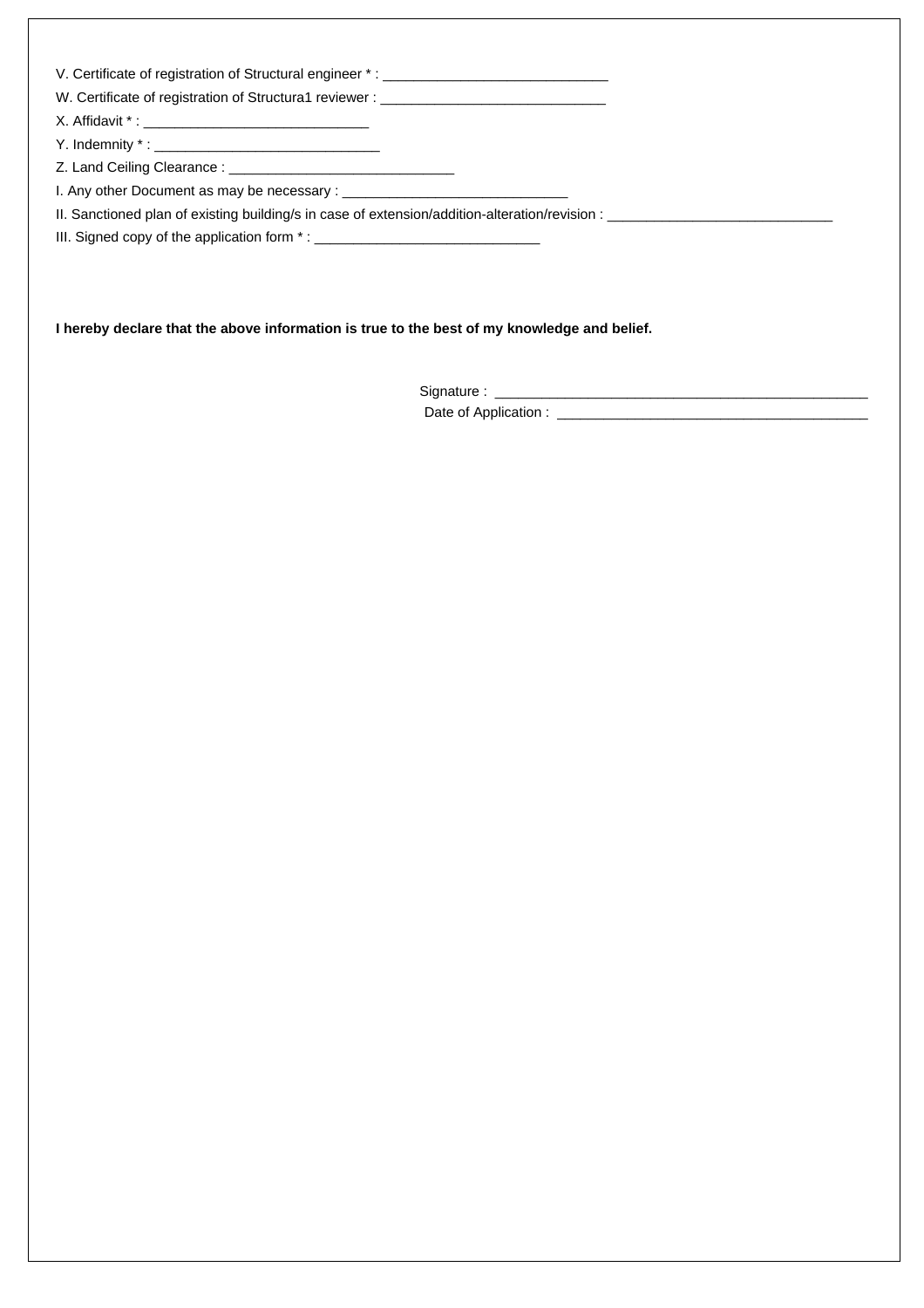V. Certificate of registration of Structural engineer * : _____________________________

W. Certificate of registration of Structura1 reviewer : _____________________________

X. Affidavit * : _____________________________

Y. Indemnity * : _____________________________

Z. Land Ceiling Clearance : _____________________________

I. Any other Document as may be necessary : _____________________________

II. Sanctioned plan of existing building/s in case of extension/addition-alteration/revision : _____________________________

III. Signed copy of the application form * : _____________________________

**I hereby declare that the above information is true to the best of my knowledge and belief.**

Signature : _________________________________________________

Date of Application : _________________________________________